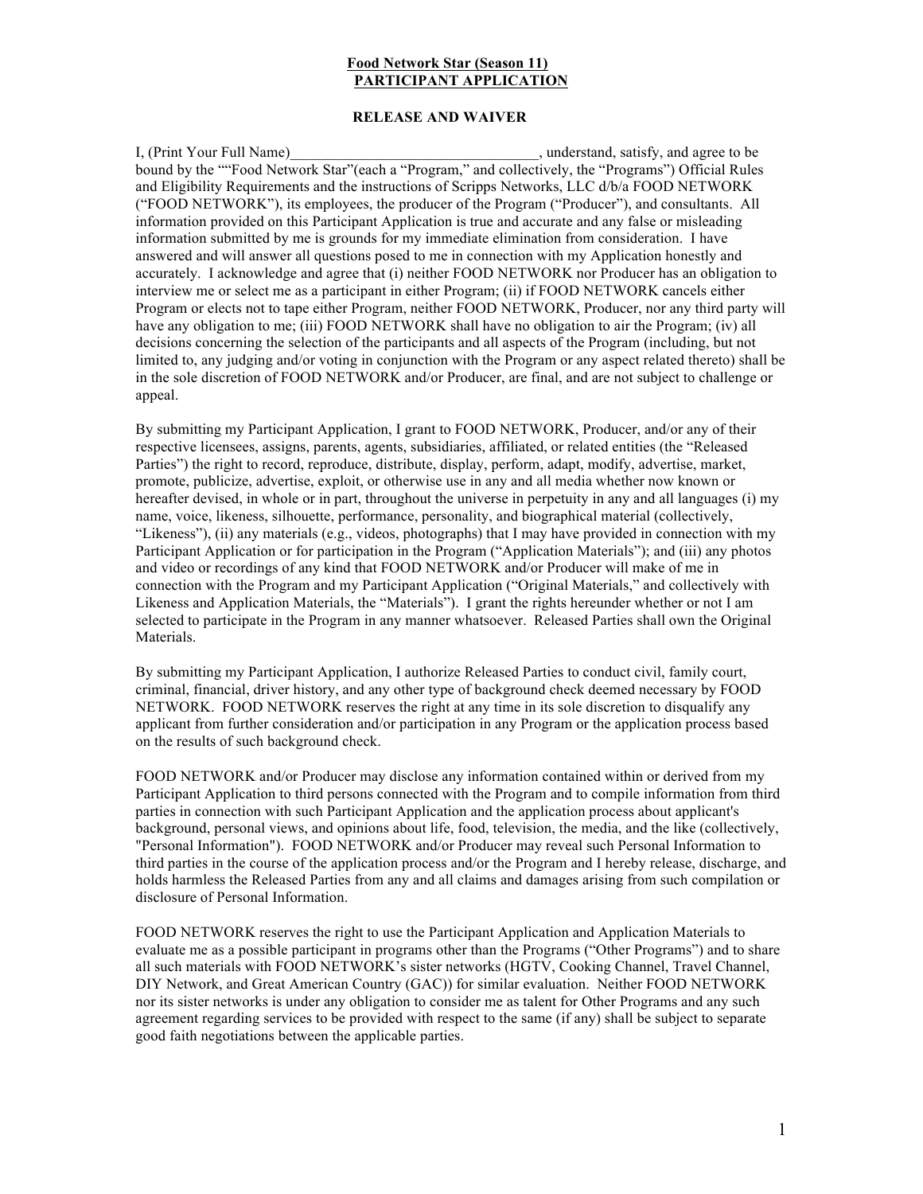**Food Network Star (Season 11)**
**PARTICIPANT APPLICATION**

**RELEASE AND WAIVER**

I, (Print Your Full Name)_________________________________, understand, satisfy, and agree to be bound by the ""Food Network Star"(each a "Program," and collectively, the "Programs") Official Rules and Eligibility Requirements and the instructions of Scripps Networks, LLC d/b/a FOOD NETWORK ("FOOD NETWORK"), its employees, the producer of the Program ("Producer"), and consultants. All information provided on this Participant Application is true and accurate and any false or misleading information submitted by me is grounds for my immediate elimination from consideration. I have answered and will answer all questions posed to me in connection with my Application honestly and accurately. I acknowledge and agree that (i) neither FOOD NETWORK nor Producer has an obligation to interview me or select me as a participant in either Program; (ii) if FOOD NETWORK cancels either Program or elects not to tape either Program, neither FOOD NETWORK, Producer, nor any third party will have any obligation to me; (iii) FOOD NETWORK shall have no obligation to air the Program; (iv) all decisions concerning the selection of the participants and all aspects of the Program (including, but not limited to, any judging and/or voting in conjunction with the Program or any aspect related thereto) shall be in the sole discretion of FOOD NETWORK and/or Producer, are final, and are not subject to challenge or appeal.

By submitting my Participant Application, I grant to FOOD NETWORK, Producer, and/or any of their respective licensees, assigns, parents, agents, subsidiaries, affiliated, or related entities (the "Released Parties") the right to record, reproduce, distribute, display, perform, adapt, modify, advertise, market, promote, publicize, advertise, exploit, or otherwise use in any and all media whether now known or hereafter devised, in whole or in part, throughout the universe in perpetuity in any and all languages (i) my name, voice, likeness, silhouette, performance, personality, and biographical material (collectively, "Likeness"), (ii) any materials (e.g., videos, photographs) that I may have provided in connection with my Participant Application or for participation in the Program ("Application Materials"); and (iii) any photos and video or recordings of any kind that FOOD NETWORK and/or Producer will make of me in connection with the Program and my Participant Application ("Original Materials," and collectively with Likeness and Application Materials, the "Materials"). I grant the rights hereunder whether or not I am selected to participate in the Program in any manner whatsoever. Released Parties shall own the Original Materials.

By submitting my Participant Application, I authorize Released Parties to conduct civil, family court, criminal, financial, driver history, and any other type of background check deemed necessary by FOOD NETWORK. FOOD NETWORK reserves the right at any time in its sole discretion to disqualify any applicant from further consideration and/or participation in any Program or the application process based on the results of such background check.

FOOD NETWORK and/or Producer may disclose any information contained within or derived from my Participant Application to third persons connected with the Program and to compile information from third parties in connection with such Participant Application and the application process about applicant's background, personal views, and opinions about life, food, television, the media, and the like (collectively, "Personal Information"). FOOD NETWORK and/or Producer may reveal such Personal Information to third parties in the course of the application process and/or the Program and I hereby release, discharge, and holds harmless the Released Parties from any and all claims and damages arising from such compilation or disclosure of Personal Information.

FOOD NETWORK reserves the right to use the Participant Application and Application Materials to evaluate me as a possible participant in programs other than the Programs ("Other Programs") and to share all such materials with FOOD NETWORK's sister networks (HGTV, Cooking Channel, Travel Channel, DIY Network, and Great American Country (GAC)) for similar evaluation. Neither FOOD NETWORK nor its sister networks is under any obligation to consider me as talent for Other Programs and any such agreement regarding services to be provided with respect to the same (if any) shall be subject to separate good faith negotiations between the applicable parties.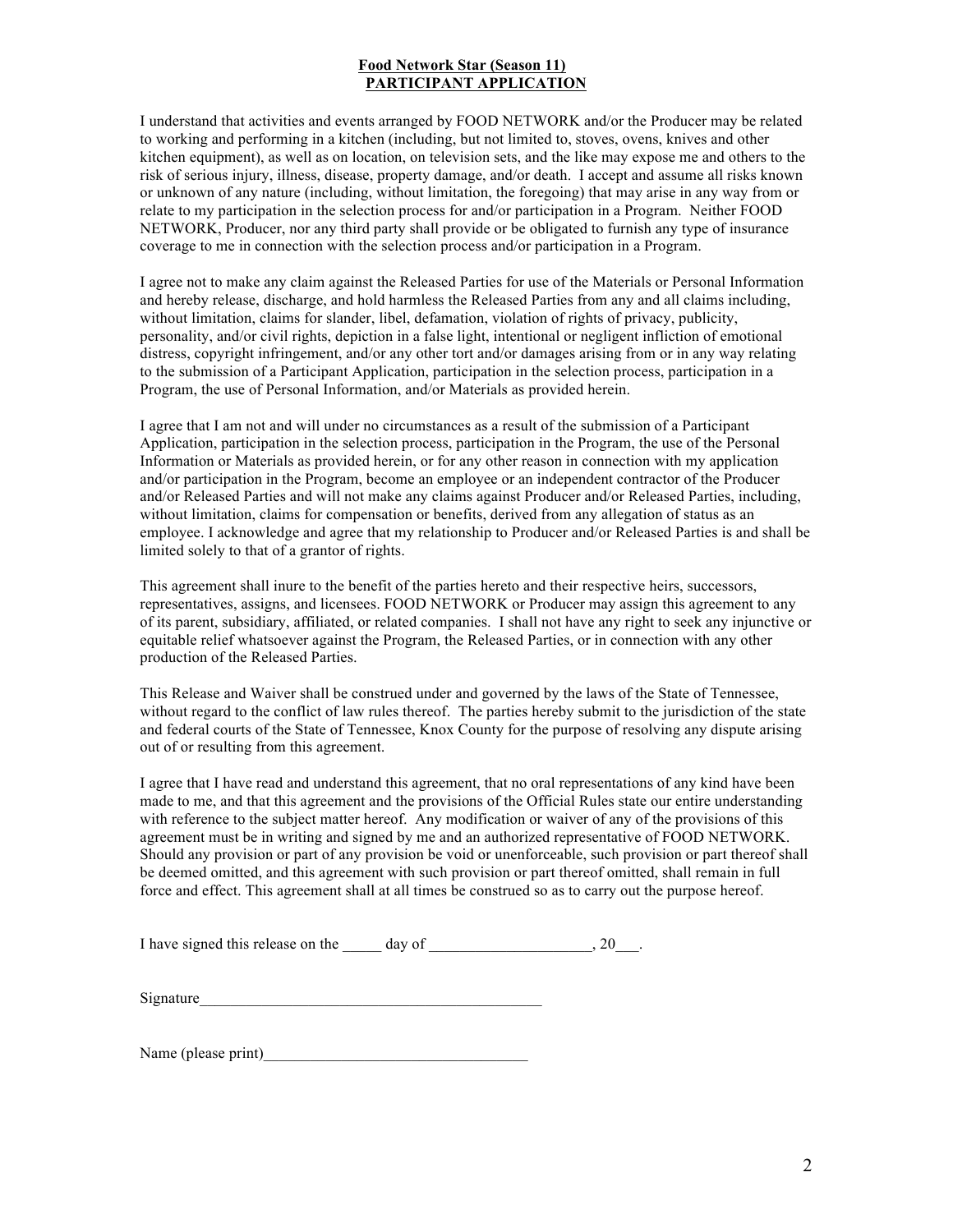**Food Network Star (Season 11)**
**PARTICIPANT APPLICATION**

I understand that activities and events arranged by FOOD NETWORK and/or the Producer may be related to working and performing in a kitchen (including, but not limited to, stoves, ovens, knives and other kitchen equipment), as well as on location, on television sets, and the like may expose me and others to the risk of serious injury, illness, disease, property damage, and/or death. I accept and assume all risks known or unknown of any nature (including, without limitation, the foregoing) that may arise in any way from or relate to my participation in the selection process for and/or participation in a Program. Neither FOOD NETWORK, Producer, nor any third party shall provide or be obligated to furnish any type of insurance coverage to me in connection with the selection process and/or participation in a Program.

I agree not to make any claim against the Released Parties for use of the Materials or Personal Information and hereby release, discharge, and hold harmless the Released Parties from any and all claims including, without limitation, claims for slander, libel, defamation, violation of rights of privacy, publicity, personality, and/or civil rights, depiction in a false light, intentional or negligent infliction of emotional distress, copyright infringement, and/or any other tort and/or damages arising from or in any way relating to the submission of a Participant Application, participation in the selection process, participation in a Program, the use of Personal Information, and/or Materials as provided herein.

I agree that I am not and will under no circumstances as a result of the submission of a Participant Application, participation in the selection process, participation in the Program, the use of the Personal Information or Materials as provided herein, or for any other reason in connection with my application and/or participation in the Program, become an employee or an independent contractor of the Producer and/or Released Parties and will not make any claims against Producer and/or Released Parties, including, without limitation, claims for compensation or benefits, derived from any allegation of status as an employee. I acknowledge and agree that my relationship to Producer and/or Released Parties is and shall be limited solely to that of a grantor of rights.

This agreement shall inure to the benefit of the parties hereto and their respective heirs, successors, representatives, assigns, and licensees. FOOD NETWORK or Producer may assign this agreement to any of its parent, subsidiary, affiliated, or related companies. I shall not have any right to seek any injunctive or equitable relief whatsoever against the Program, the Released Parties, or in connection with any other production of the Released Parties.

This Release and Waiver shall be construed under and governed by the laws of the State of Tennessee, without regard to the conflict of law rules thereof. The parties hereby submit to the jurisdiction of the state and federal courts of the State of Tennessee, Knox County for the purpose of resolving any dispute arising out of or resulting from this agreement.

I agree that I have read and understand this agreement, that no oral representations of any kind have been made to me, and that this agreement and the provisions of the Official Rules state our entire understanding with reference to the subject matter hereof. Any modification or waiver of any of the provisions of this agreement must be in writing and signed by me and an authorized representative of FOOD NETWORK. Should any provision or part of any provision be void or unenforceable, such provision or part thereof shall be deemed omitted, and this agreement with such provision or part thereof omitted, shall remain in full force and effect. This agreement shall at all times be construed so as to carry out the purpose hereof.

I have signed this release on the _____ day of ____________________, 20___.

Signature____________________________________________

Name (please print)__________________________________